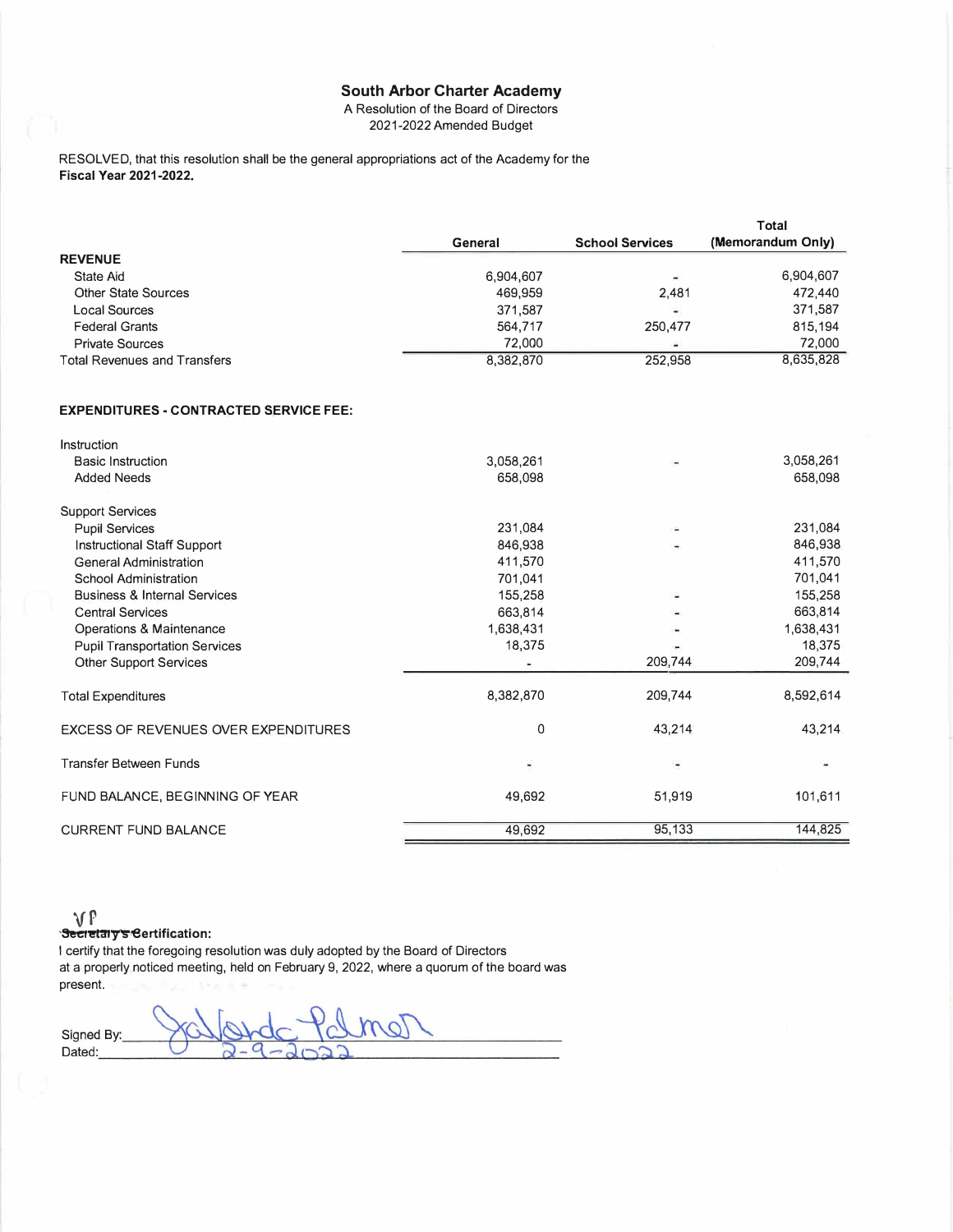# South Arbor Charter Academy

A Resolution of the Board of Directors
2021-2022 Amended Budget

RESOLVED, that this resolution shall be the general appropriations act of the Academy for the **Fiscal Year 2021-2022.**

| | General | School Services | Total (Memorandum Only) |
|---|---|---|---|
| **REVENUE** | | | |
| State Aid | 6,904,607 | - | 6,904,607 |
| Other State Sources | 469,959 | 2,481 | 472,440 |
| Local Sources | 371,587 | - | 371,587 |
| Federal Grants | 564,717 | 250,477 | 815,194 |
| Private Sources | 72,000 | - | 72,000 |
| Total Revenues and Transfers | 8,382,870 | 252,958 | 8,635,828 |
| | | | |
| **EXPENDITURES - CONTRACTED SERVICE FEE:** | | | |
| | | | |
| Instruction | | | |
| Basic Instruction | 3,058,261 | - | 3,058,261 |
| Added Needs | 658,098 | | 658,098 |
| | | | |
| Support Services | | | |
| Pupil Services | 231,084 | - | 231,084 |
| Instructional Staff Support | 846,938 | - | 846,938 |
| General Administration | 411,570 | | 411,570 |
| School Administration | 701,041 | | 701,041 |
| Business & Internal Services | 155,258 | - | 155,258 |
| Central Services | 663,814 | - | 663,814 |
| Operations & Maintenance | 1,638,431 | - | 1,638,431 |
| Pupil Transportation Services | 18,375 | - | 18,375 |
| Other Support Services | - | 209,744 | 209,744 |
| | | | |
| Total Expenditures | 8,382,870 | 209,744 | 8,592,614 |
| | | | |
| EXCESS OF REVENUES OVER EXPENDITURES | 0 | 43,214 | 43,214 |
| | | | |
| Transfer Between Funds | - | - | - |
| | | | |
| FUND BALANCE, BEGINNING OF YEAR | 49,692 | 51,919 | 101,611 |
| | | | |
| CURRENT FUND BALANCE | 49,692 | 95,133 | 144,825 |

VP ~~Secretary's~~ **Certification:**

I certify that the foregoing resolution was duly adopted by the Board of Directors at a properly noticed meeting, held on February 9, 2022, where a quorum of the board was present.

Signed By: Yolanda Palmer

Dated: 2-9-2022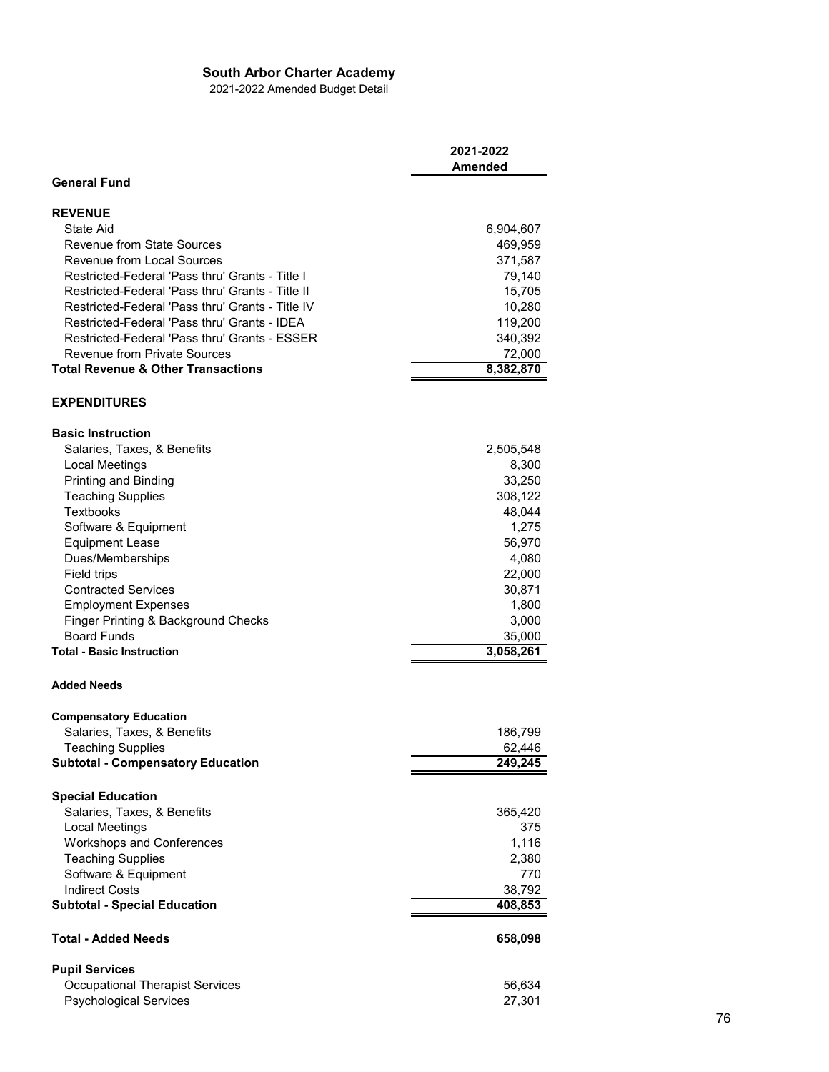**South Arbor Charter Academy**

2021-2022 Amended Budget Detail

| | 2021-2022 Amended |
|---|---|
| **General Fund** | |
| | |
| **REVENUE** | |
| State Aid | 6,904,607 |
| Revenue from State Sources | 469,959 |
| Revenue from Local Sources | 371,587 |
| Restricted-Federal 'Pass thru' Grants - Title I | 79,140 |
| Restricted-Federal 'Pass thru' Grants - Title II | 15,705 |
| Restricted-Federal 'Pass thru' Grants - Title IV | 10,280 |
| Restricted-Federal 'Pass thru' Grants - IDEA | 119,200 |
| Restricted-Federal 'Pass thru' Grants - ESSER | 340,392 |
| Revenue from Private Sources | 72,000 |
| **Total Revenue & Other Transactions** | **8,382,870** |
| | |
| **EXPENDITURES** | |
| | |
| **Basic Instruction** | |
| Salaries, Taxes, & Benefits | 2,505,548 |
| Local Meetings | 8,300 |
| Printing and Binding | 33,250 |
| Teaching Supplies | 308,122 |
| Textbooks | 48,044 |
| Software & Equipment | 1,275 |
| Equipment Lease | 56,970 |
| Dues/Memberships | 4,080 |
| Field trips | 22,000 |
| Contracted Services | 30,871 |
| Employment Expenses | 1,800 |
| Finger Printing & Background Checks | 3,000 |
| Board Funds | 35,000 |
| **Total - Basic Instruction** | **3,058,261** |
| | |
| **Added Needs** | |
| | |
| **Compensatory Education** | |
| Salaries, Taxes, & Benefits | 186,799 |
| Teaching Supplies | 62,446 |
| **Subtotal - Compensatory Education** | **249,245** |
| | |
| **Special Education** | |
| Salaries, Taxes, & Benefits | 365,420 |
| Local Meetings | 375 |
| Workshops and Conferences | 1,116 |
| Teaching Supplies | 2,380 |
| Software & Equipment | 770 |
| Indirect Costs | 38,792 |
| **Subtotal - Special Education** | **408,853** |
| | |
| **Total - Added Needs** | **658,098** |
| | |
| **Pupil Services** | |
| Occupational Therapist Services | 56,634 |
| Psychological Services | 27,301 |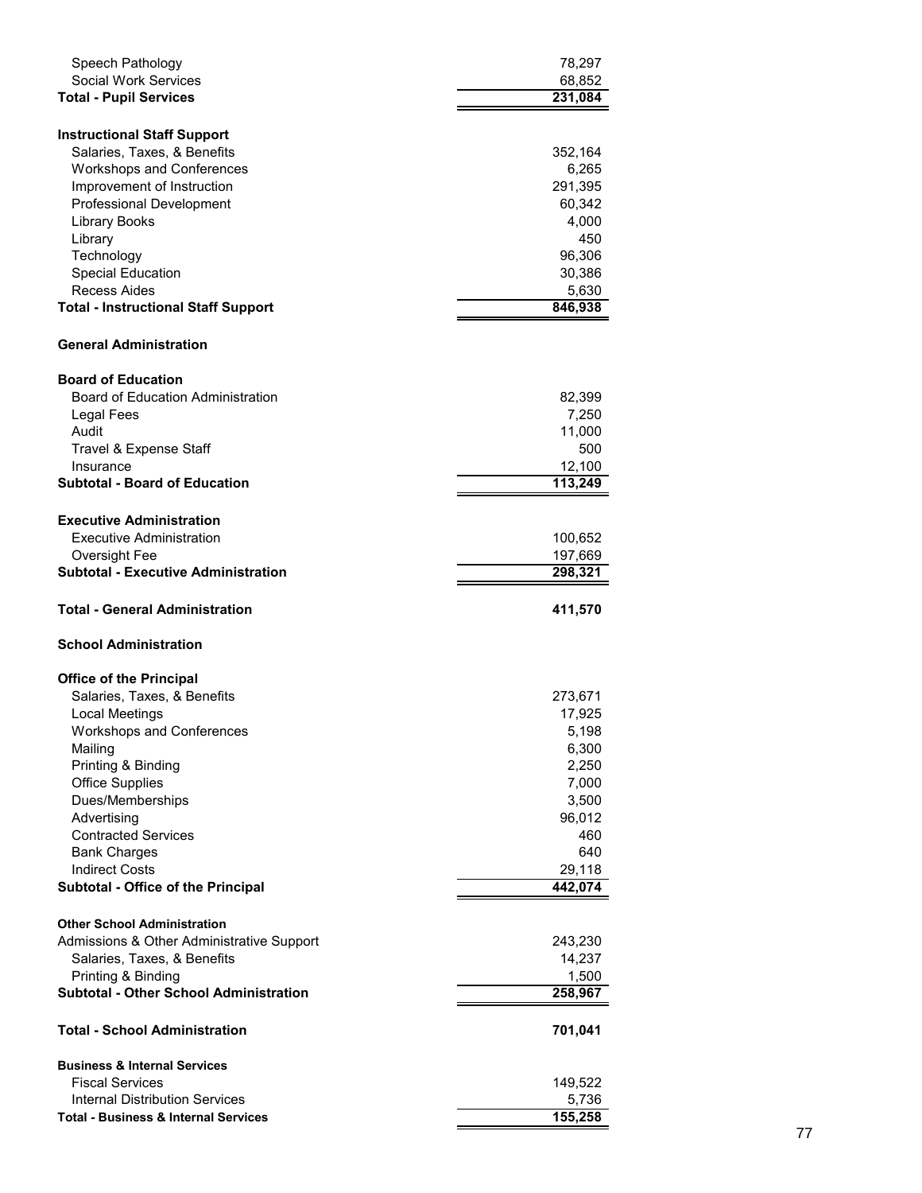| | |
|---|---:|
| Speech Pathology | 78,297 |
| Social Work Services | 68,852 |
| **Total - Pupil Services** | **231,084** |
| | |
| **Instructional Staff Support** | |
| Salaries, Taxes, & Benefits | 352,164 |
| Workshops and Conferences | 6,265 |
| Improvement of Instruction | 291,395 |
| Professional Development | 60,342 |
| Library Books | 4,000 |
| Library | 450 |
| Technology | 96,306 |
| Special Education | 30,386 |
| Recess Aides | 5,630 |
| **Total - Instructional Staff Support** | **846,938** |
| | |
| **General Administration** | |
| | |
| **Board of Education** | |
| Board of Education Administration | 82,399 |
| Legal Fees | 7,250 |
| Audit | 11,000 |
| Travel & Expense Staff | 500 |
| Insurance | 12,100 |
| **Subtotal - Board of Education** | **113,249** |
| | |
| **Executive Administration** | |
| Executive Administration | 100,652 |
| Oversight Fee | 197,669 |
| **Subtotal - Executive Administration** | **298,321** |
| | |
| **Total - General Administration** | **411,570** |
| | |
| **School Administration** | |
| | |
| **Office of the Principal** | |
| Salaries, Taxes, & Benefits | 273,671 |
| Local Meetings | 17,925 |
| Workshops and Conferences | 5,198 |
| Mailing | 6,300 |
| Printing & Binding | 2,250 |
| Office Supplies | 7,000 |
| Dues/Memberships | 3,500 |
| Advertising | 96,012 |
| Contracted Services | 460 |
| Bank Charges | 640 |
| Indirect Costs | 29,118 |
| **Subtotal - Office of the Principal** | **442,074** |
| | |
| **Other School Administration** | |
| Admissions & Other Administrative Support | 243,230 |
| Salaries, Taxes, & Benefits | 14,237 |
| Printing & Binding | 1,500 |
| **Subtotal - Other School Administration** | **258,967** |
| | |
| **Total - School Administration** | **701,041** |
| | |
| **Business & Internal Services** | |
| Fiscal Services | 149,522 |
| Internal Distribution Services | 5,736 |
| **Total - Business & Internal Services** | **155,258** |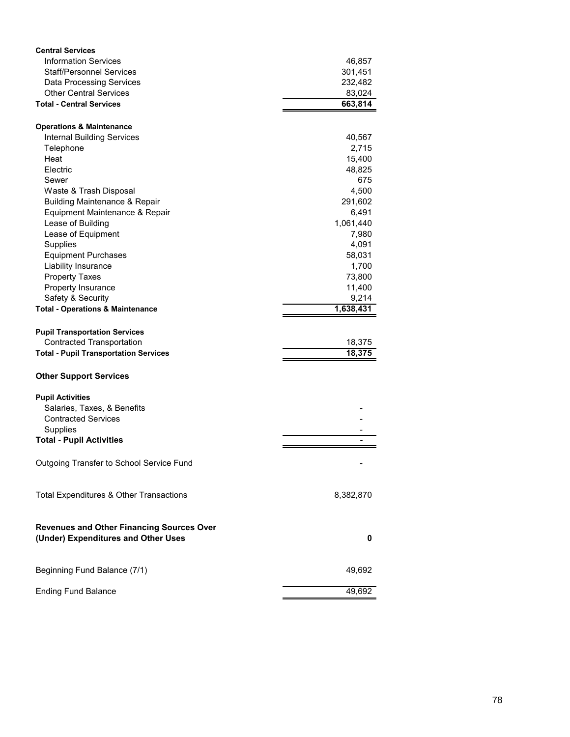| | |
|---|---|
| **Central Services** | |
| Information Services | 46,857 |
| Staff/Personnel Services | 301,451 |
| Data Processing Services | 232,482 |
| Other Central Services | 83,024 |
| **Total - Central Services** | **663,814** |
| | |
| **Operations & Maintenance** | |
| Internal Building Services | 40,567 |
| Telephone | 2,715 |
| Heat | 15,400 |
| Electric | 48,825 |
| Sewer | 675 |
| Waste & Trash Disposal | 4,500 |
| Building Maintenance & Repair | 291,602 |
| Equipment Maintenance & Repair | 6,491 |
| Lease of Building | 1,061,440 |
| Lease of Equipment | 7,980 |
| Supplies | 4,091 |
| Equipment Purchases | 58,031 |
| Liability Insurance | 1,700 |
| Property Taxes | 73,800 |
| Property Insurance | 11,400 |
| Safety & Security | 9,214 |
| **Total - Operations & Maintenance** | **1,638,431** |
| | |
| **Pupil Transportation Services** | |
| Contracted Transportation | 18,375 |
| **Total - Pupil Transportation Services** | **18,375** |
| | |
| **Other Support Services** | |
| | |
| **Pupil Activities** | |
| Salaries, Taxes, & Benefits | - |
| Contracted Services | - |
| Supplies | - |
| **Total - Pupil Activities** | **-** |
| | |
| Outgoing Transfer to School Service Fund | - |
| | |
| Total Expenditures & Other Transactions | 8,382,870 |
| | |
| **Revenues and Other Financing Sources Over (Under) Expenditures and Other Uses** | **0** |
| | |
| Beginning Fund Balance (7/1) | 49,692 |
| | |
| Ending Fund Balance | 49,692 |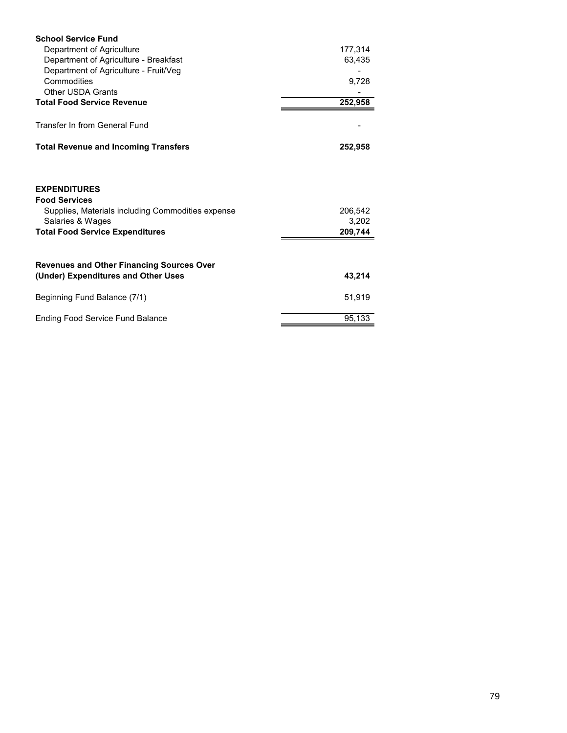| | |
|---|---|
| **School Service Fund** | |
| Department of Agriculture | 177,314 |
| Department of Agriculture - Breakfast | 63,435 |
| Department of Agriculture - Fruit/Veg | - |
| Commodities | 9,728 |
| Other USDA Grants | - |
| **Total Food Service Revenue** | **252,958** |
| | |
| Transfer In from General Fund | - |
| | |
| **Total Revenue and Incoming Transfers** | **252,958** |
| | |
| **EXPENDITURES** | |
| **Food Services** | |
| Supplies, Materials including Commodities expense | 206,542 |
| Salaries & Wages | 3,202 |
| **Total Food Service Expenditures** | **209,744** |
| | |
| **Revenues and Other Financing Sources Over (Under) Expenditures and Other Uses** | **43,214** |
| | |
| Beginning Fund Balance (7/1) | 51,919 |
| | |
| Ending Food Service Fund Balance | 95,133 |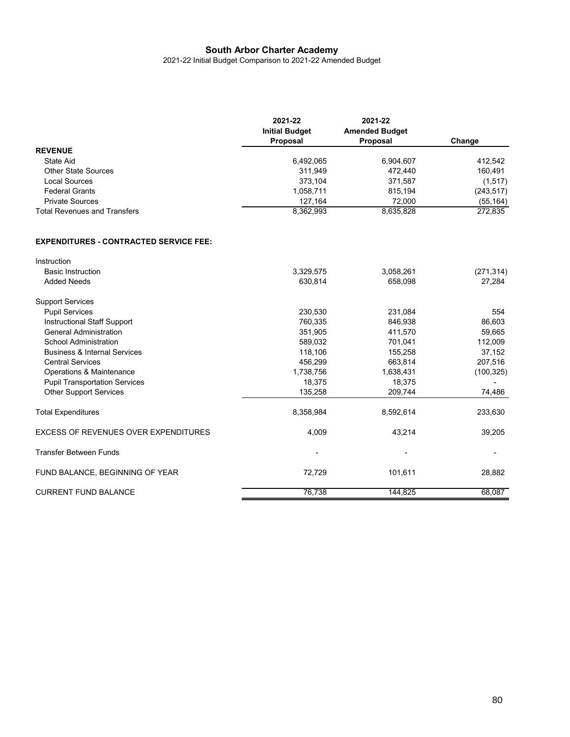# South Arbor Charter Academy

2021-22 Initial Budget Comparison to 2021-22 Amended Budget

| | 2021-22 Initial Budget Proposal | 2021-22 Amended Budget Proposal | Change |
|---|---|---|---|
| **REVENUE** | | | |
| State Aid | 6,492,065 | 6,904,607 | 412,542 |
| Other State Sources | 311,949 | 472,440 | 160,491 |
| Local Sources | 373,104 | 371,587 | (1,517) |
| Federal Grants | 1,058,711 | 815,194 | (243,517) |
| Private Sources | 127,164 | 72,000 | (55,164) |
| Total Revenues and Transfers | 8,362,993 | 8,635,828 | 272,835 |
| | | | |
| **EXPENDITURES - CONTRACTED SERVICE FEE:** | | | |
| Instruction | | | |
| Basic Instruction | 3,329,575 | 3,058,261 | (271,314) |
| Added Needs | 630,814 | 658,098 | 27,284 |
| Support Services | | | |
| Pupil Services | 230,530 | 231,084 | 554 |
| Instructional Staff Support | 760,335 | 846,938 | 86,603 |
| General Administration | 351,905 | 411,570 | 59,665 |
| School Administration | 589,032 | 701,041 | 112,009 |
| Business & Internal Services | 118,106 | 155,258 | 37,152 |
| Central Services | 456,299 | 663,814 | 207,516 |
| Operations & Maintenance | 1,738,756 | 1,638,431 | (100,325) |
| Pupil Transportation Services | 18,375 | 18,375 | - |
| Other Support Services | 135,258 | 209,744 | 74,486 |
| Total Expenditures | 8,358,984 | 8,592,614 | 233,630 |
| EXCESS OF REVENUES OVER EXPENDITURES | 4,009 | 43,214 | 39,205 |
| Transfer Between Funds | - | - | - |
| FUND BALANCE, BEGINNING OF YEAR | 72,729 | 101,611 | 28,882 |
| CURRENT FUND BALANCE | 76,738 | 144,825 | 68,087 |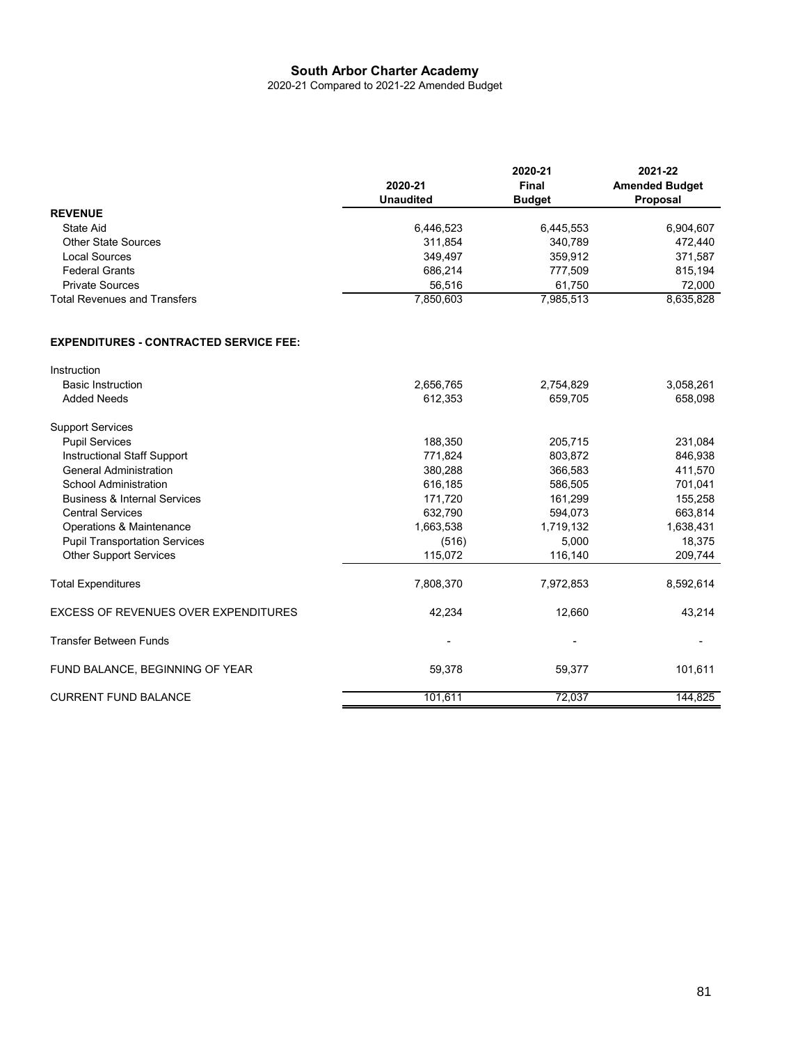# South Arbor Charter Academy

2020-21 Compared to 2021-22 Amended Budget

| | 2020-21 Unaudited | 2020-21 Final Budget | 2021-22 Amended Budget Proposal |
|---|---|---|---|
| **REVENUE** | | | |
| State Aid | 6,446,523 | 6,445,553 | 6,904,607 |
| Other State Sources | 311,854 | 340,789 | 472,440 |
| Local Sources | 349,497 | 359,912 | 371,587 |
| Federal Grants | 686,214 | 777,509 | 815,194 |
| Private Sources | 56,516 | 61,750 | 72,000 |
| Total Revenues and Transfers | 7,850,603 | 7,985,513 | 8,635,828 |
| **EXPENDITURES - CONTRACTED SERVICE FEE:** | | | |
| Instruction | | | |
| Basic Instruction | 2,656,765 | 2,754,829 | 3,058,261 |
| Added Needs | 612,353 | 659,705 | 658,098 |
| Support Services | | | |
| Pupil Services | 188,350 | 205,715 | 231,084 |
| Instructional Staff Support | 771,824 | 803,872 | 846,938 |
| General Administration | 380,288 | 366,583 | 411,570 |
| School Administration | 616,185 | 586,505 | 701,041 |
| Business & Internal Services | 171,720 | 161,299 | 155,258 |
| Central Services | 632,790 | 594,073 | 663,814 |
| Operations & Maintenance | 1,663,538 | 1,719,132 | 1,638,431 |
| Pupil Transportation Services | (516) | 5,000 | 18,375 |
| Other Support Services | 115,072 | 116,140 | 209,744 |
| Total Expenditures | 7,808,370 | 7,972,853 | 8,592,614 |
| EXCESS OF REVENUES OVER EXPENDITURES | 42,234 | 12,660 | 43,214 |
| Transfer Between Funds | - | - | - |
| FUND BALANCE, BEGINNING OF YEAR | 59,378 | 59,377 | 101,611 |
| CURRENT FUND BALANCE | 101,611 | 72,037 | 144,825 |